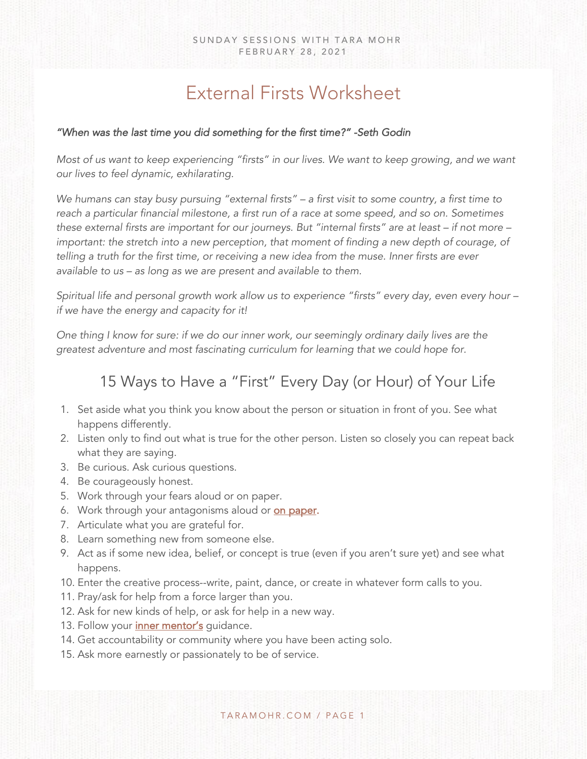# External Firsts Worksheet

*"When was the last time you did something for the first time?" -Seth Godin*

*Most of us want to keep experiencing "firsts" in our lives. We want to keep growing, and we want our lives to feel dynamic, exhilarating.*

*We humans can stay busy pursuing "external firsts" – a first visit to some country, a first time to reach a particular financial milestone, a first run of a race at some speed, and so on. Sometimes these external firsts are important for our journeys. But "internal firsts" are at least – if not more – important: the stretch into a new perception, that moment of finding a new depth of courage, of telling a truth for the first time, or receiving a new idea from the muse. Inner firsts are ever available to us – as long as we are present and available to them.*

*Spiritual life and personal growth work allow us to experience "firsts" every day, even every hour – if we have the energy and capacity for it!*

*One thing I know for sure: if we do our inner work, our seemingly ordinary daily lives are the greatest adventure and most fascinating curriculum for learning that we could hope for.*

## 15 Ways to Have a "First" Every Day (or Hour) of Your Life

1. Set aside what you think you know about the person or situation in front of you. See what happens differently.
2. Listen only to find out what is true for the other person. Listen so closely you can repeat back what they are saying.
3. Be curious. Ask curious questions.
4. Be courageously honest.
5. Work through your fears aloud or on paper.
6. Work through your antagonisms aloud or on paper.
7. Articulate what you are grateful for.
8. Learn something new from someone else.
9. Act as if some new idea, belief, or concept is true (even if you aren't sure yet) and see what happens.
10. Enter the creative process--write, paint, dance, or create in whatever form calls to you.
11. Pray/ask for help from a force larger than you.
12. Ask for new kinds of help, or ask for help in a new way.
13. Follow your inner mentor's guidance.
14. Get accountability or community where you have been acting solo.
15. Ask more earnestly or passionately to be of service.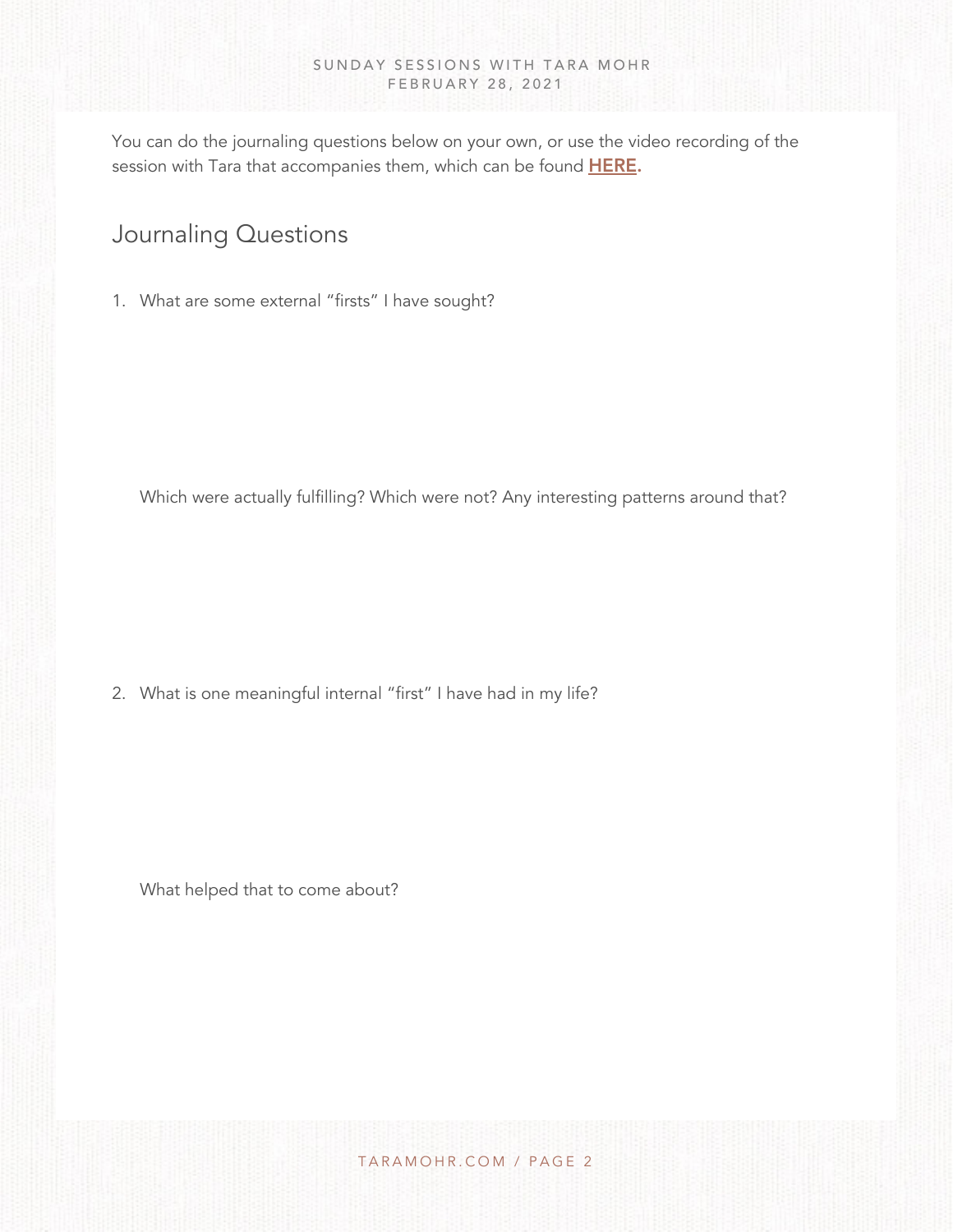You can do the journaling questions below on your own, or use the video recording of the session with Tara that accompanies them, which can be found **HERE**.

## Journaling Questions

1. What are some external "firsts" I have sought?

   Which were actually fulfilling? Which were not? Any interesting patterns around that?

2. What is one meaningful internal "first" I have had in my life?

   What helped that to come about?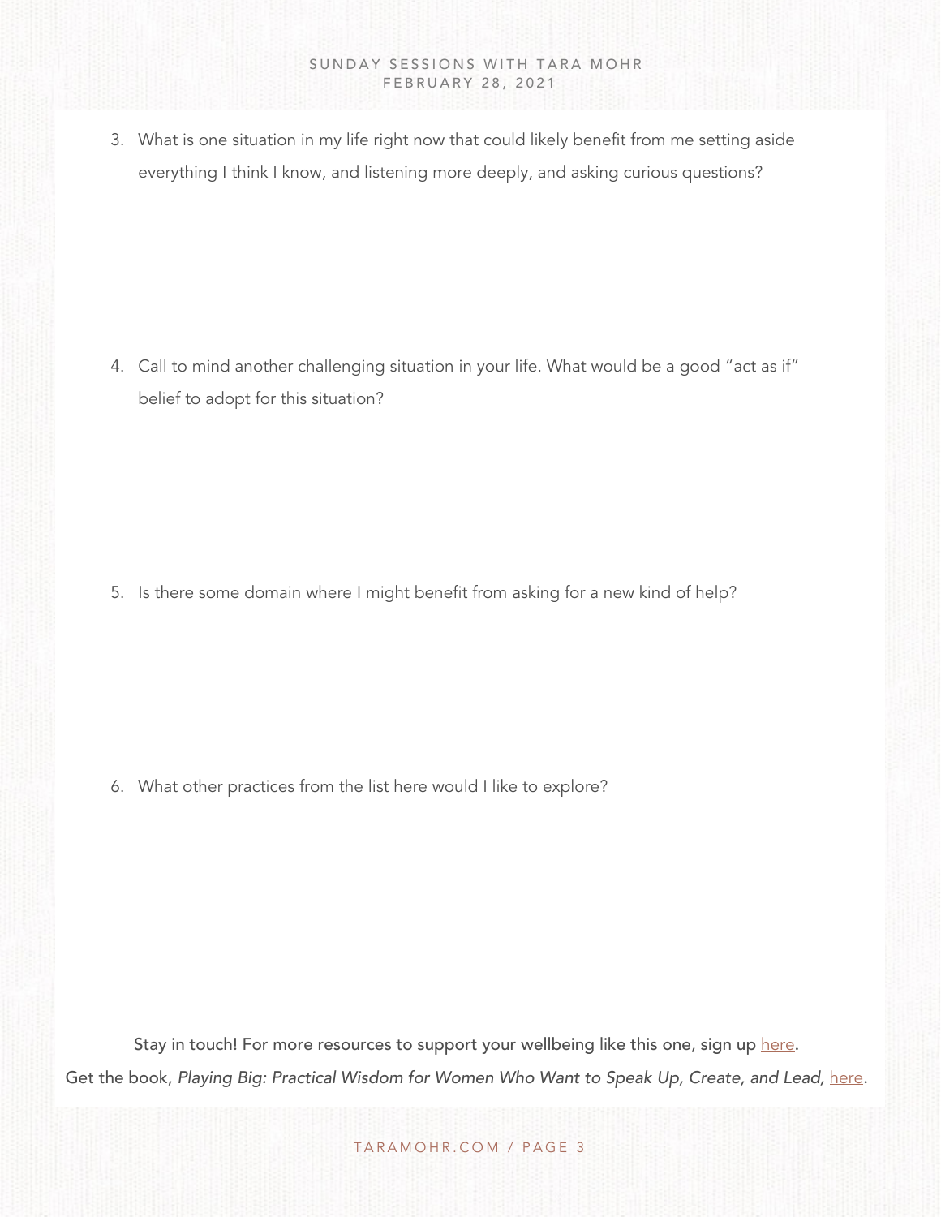3. What is one situation in my life right now that could likely benefit from me setting aside everything I think I know, and listening more deeply, and asking curious questions?

4. Call to mind another challenging situation in your life. What would be a good "act as if" belief to adopt for this situation?

5. Is there some domain where I might benefit from asking for a new kind of help?

6. What other practices from the list here would I like to explore?

Stay in touch! For more resources to support your wellbeing like this one, sign up here.

Get the book, *Playing Big: Practical Wisdom for Women Who Want to Speak Up, Create, and Lead,* here.